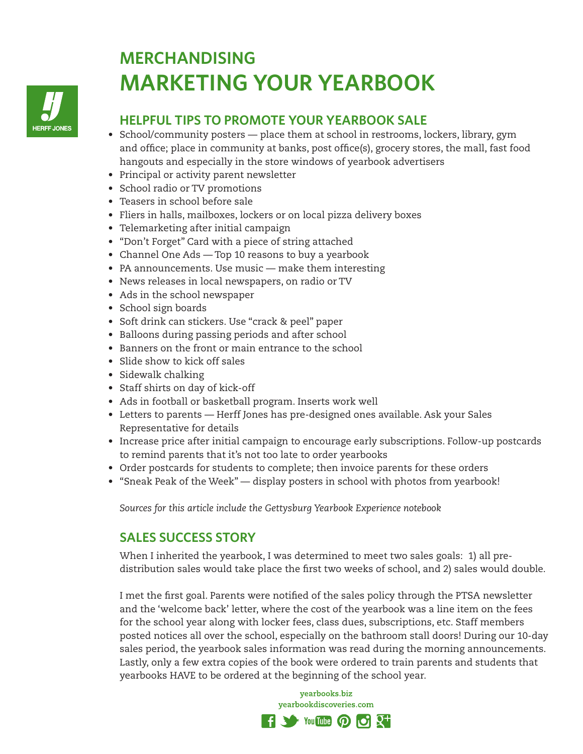# MERCHANDISING

# MARKETING YOUR YEARBOOK

## HELPFUL TIPS TO PROMOTE YOUR YEARBOOK SALE

- School/community posters — place them at school in restrooms, lockers, library, gym and office; place in community at banks, post office(s), grocery stores, the mall, fast food hangouts and especially in the store windows of yearbook advertisers
- Principal or activity parent newsletter
- School radio or TV promotions
- Teasers in school before sale
- Fliers in halls, mailboxes, lockers or on local pizza delivery boxes
- Telemarketing after initial campaign
- "Don't Forget" Card with a piece of string attached
- Channel One Ads — Top 10 reasons to buy a yearbook
- PA announcements. Use music — make them interesting
- News releases in local newspapers, on radio or TV
- Ads in the school newspaper
- School sign boards
- Soft drink can stickers. Use "crack & peel" paper
- Balloons during passing periods and after school
- Banners on the front or main entrance to the school
- Slide show to kick off sales
- Sidewalk chalking
- Staff shirts on day of kick-off
- Ads in football or basketball program. Inserts work well
- Letters to parents — Herff Jones has pre-designed ones available. Ask your Sales Representative for details
- Increase price after initial campaign to encourage early subscriptions. Follow-up postcards to remind parents that it's not too late to order yearbooks
- Order postcards for students to complete; then invoice parents for these orders
- "Sneak Peak of the Week" — display posters in school with photos from yearbook!

*Sources for this article include the Gettysburg Yearbook Experience notebook*

## SALES SUCCESS STORY

When I inherited the yearbook, I was determined to meet two sales goals: 1) all pre-distribution sales would take place the first two weeks of school, and 2) sales would double.

I met the first goal. Parents were notified of the sales policy through the PTSA newsletter and the 'welcome back' letter, where the cost of the yearbook was a line item on the fees for the school year along with locker fees, class dues, subscriptions, etc. Staff members posted notices all over the school, especially on the bathroom stall doors! During our 10-day sales period, the yearbook sales information was read during the morning announcements. Lastly, only a few extra copies of the book were ordered to train parents and students that yearbooks HAVE to be ordered at the beginning of the school year.

yearbooks.biz
yearbookdiscoveries.com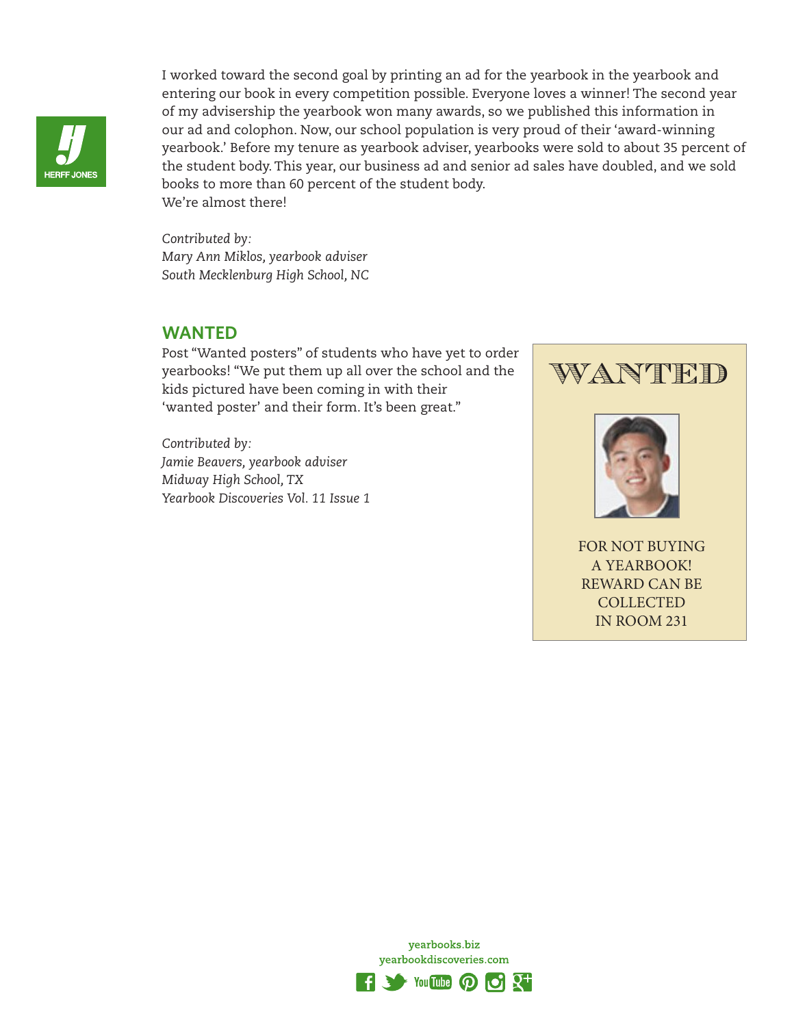I worked toward the second goal by printing an ad for the yearbook in the yearbook and entering our book in every competition possible. Everyone loves a winner! The second year of my advisership the yearbook won many awards, so we published this information in our ad and colophon. Now, our school population is very proud of their 'award-winning yearbook.' Before my tenure as yearbook adviser, yearbooks were sold to about 35 percent of the student body. This year, our business ad and senior ad sales have doubled, and we sold books to more than 60 percent of the student body.
We're almost there!

*Contributed by:*
*Mary Ann Miklos, yearbook adviser*
*South Mecklenburg High School, NC*

## WANTED

Post "Wanted posters" of students who have yet to order yearbooks! "We put them up all over the school and the kids pictured have been coming in with their 'wanted poster' and their form. It's been great."

*Contributed by:*
*Jamie Beavers, yearbook adviser*
*Midway High School, TX*
*Yearbook Discoveries Vol. 11 Issue 1*

WANTED

FOR NOT BUYING
A YEARBOOK!
REWARD CAN BE
COLLECTED
IN ROOM 231

yearbooks.biz
yearbookdiscoveries.com